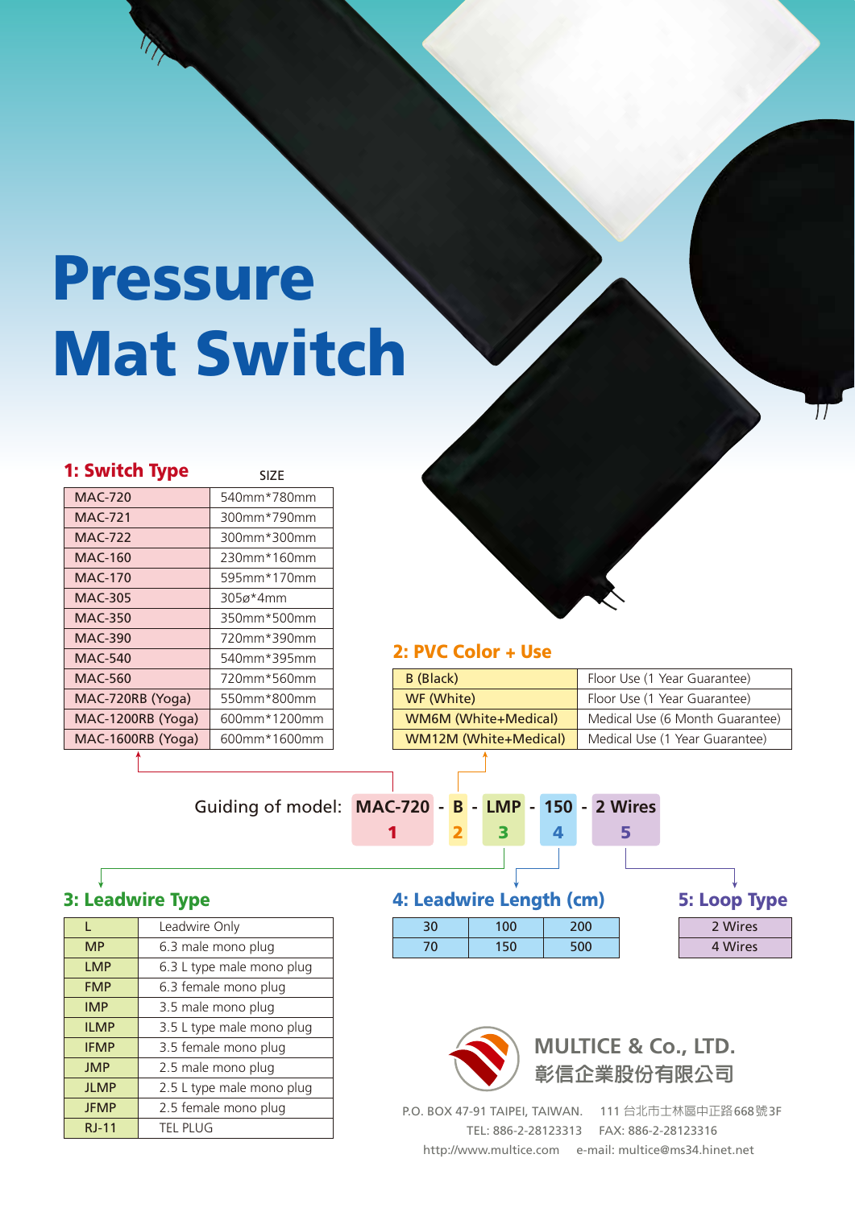# Pressure Mat Switch

## 1: Switch Type

| Model | SIZE |
|---|---|
| MAC-720 | 540mm*780mm |
| MAC-721 | 300mm*790mm |
| MAC-722 | 300mm*300mm |
| MAC-160 | 230mm*160mm |
| MAC-170 | 595mm*170mm |
| MAC-305 | 305ø*4mm |
| MAC-350 | 350mm*500mm |
| MAC-390 | 720mm*390mm |
| MAC-540 | 540mm*395mm |
| MAC-560 | 720mm*560mm |
| MAC-720RB (Yoga) | 550mm*800mm |
| MAC-1200RB (Yoga) | 600mm*1200mm |
| MAC-1600RB (Yoga) | 600mm*1600mm |

## 2: PVC Color + Use

| Color | Use |
|---|---|
| B (Black) | Floor Use (1 Year Guarantee) |
| WF (White) | Floor Use (1 Year Guarantee) |
| WM6M (White+Medical) | Medical Use (6 Month Guarantee) |
| WM12M (White+Medical) | Medical Use (1 Year Guarantee) |

Guiding of model: **MAC-720** (1) - **B** (2) - **LMP** (3) - **150** (4) - **2 Wires** (5)

## 3: Leadwire Type

| Code | Description |
|---|---|
| L | Leadwire Only |
| MP | 6.3 male mono plug |
| LMP | 6.3 L type male mono plug |
| FMP | 6.3 female mono plug |
| IMP | 3.5 male mono plug |
| ILMP | 3.5 L type male mono plug |
| IFMP | 3.5 female mono plug |
| JMP | 2.5 male mono plug |
| JLMP | 2.5 L type male mono plug |
| JFMP | 2.5 female mono plug |
| RJ-11 | TEL PLUG |

## 4: Leadwire Length (cm)

| | | |
|---|---|---|
| 30 | 100 | 200 |
| 70 | 150 | 500 |

## 5: Loop Type

| |
|---|
| 2 Wires |
| 4 Wires |

**MULTICE & Co., LTD.**
**彰信企業股份有限公司**

P.O. BOX 47-91 TAIPEI, TAIWAN. 111 台北市士林區中正路668號3F
TEL: 886-2-28123313 FAX: 886-2-28123316
http://www.multice.com e-mail: multice@ms34.hinet.net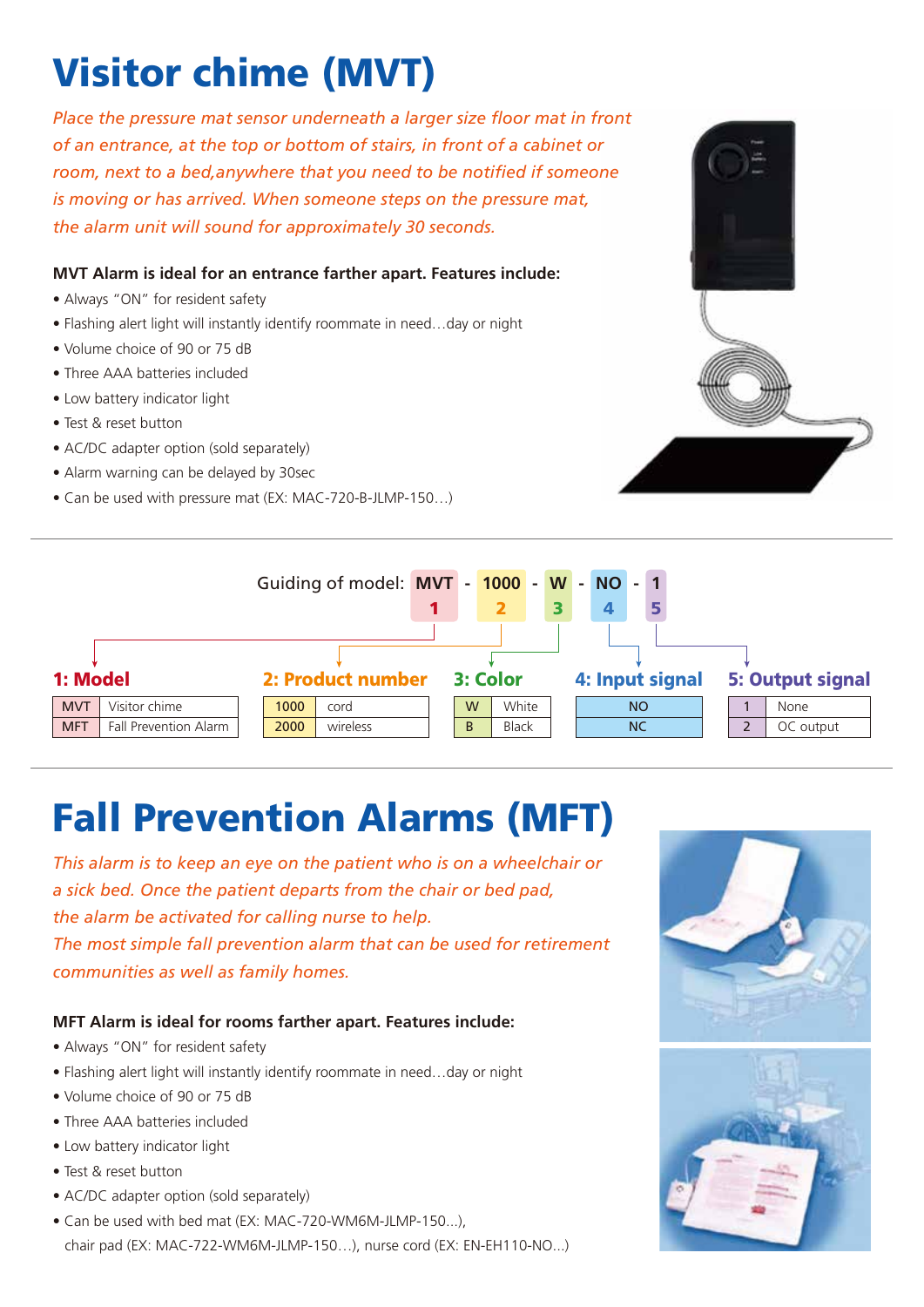# Visitor chime (MVT)

*Place the pressure mat sensor underneath a larger size floor mat in front of an entrance, at the top or bottom of stairs, in front of a cabinet or room, next to a bed,anywhere that you need to be notified if someone is moving or has arrived. When someone steps on the pressure mat, the alarm unit will sound for approximately 30 seconds.*

**MVT Alarm is ideal for an entrance farther apart. Features include:**

- Always "ON" for resident safety
- Flashing alert light will instantly identify roommate in need…day or night
- Volume choice of 90 or 75 dB
- Three AAA batteries included
- Low battery indicator light
- Test & reset button
- AC/DC adapter option (sold separately)
- Alarm warning can be delayed by 30sec
- Can be used with pressure mat (EX: MAC-720-B-JLMP-150…)

Guiding of model: MVT - 1000 - W - NO - 1

1 - 2 - 3 - 4 - 5

**1: Model**

| | |
|---|---|
| MVT | Visitor chime |
| MFT | Fall Prevention Alarm |

**2: Product number**

| | |
|---|---|
| 1000 | cord |
| 2000 | wireless |

**3: Color**

| | |
|---|---|
| W | White |
| B | Black |

**4: Input signal**

| |
|---|
| NO |
| NC |

**5: Output signal**

| | |
|---|---|
| 1 | None |
| 2 | OC output |

# Fall Prevention Alarms (MFT)

*This alarm is to keep an eye on the patient who is on a wheelchair or a sick bed. Once the patient departs from the chair or bed pad, the alarm be activated for calling nurse to help.*
*The most simple fall prevention alarm that can be used for retirement communities as well as family homes.*

**MFT Alarm is ideal for rooms farther apart. Features include:**

- Always "ON" for resident safety
- Flashing alert light will instantly identify roommate in need…day or night
- Volume choice of 90 or 75 dB
- Three AAA batteries included
- Low battery indicator light
- Test & reset button
- AC/DC adapter option (sold separately)
- Can be used with bed mat (EX: MAC-720-WM6M-JLMP-150…), chair pad (EX: MAC-722-WM6M-JLMP-150…), nurse cord (EX: EN-EH110-NO…)